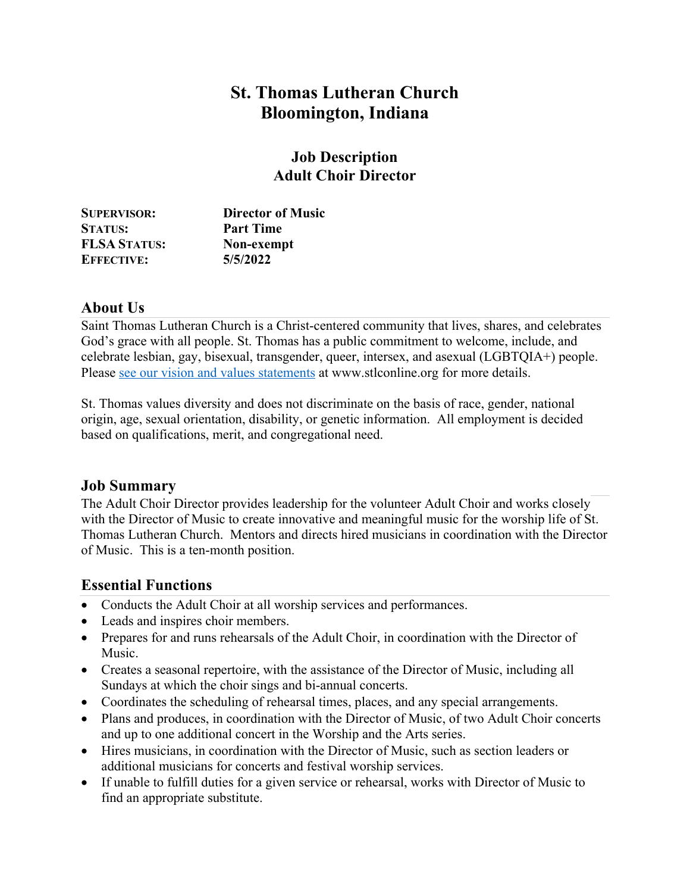# St. Thomas Lutheran Church
# Bloomington, Indiana

## Job Description
## Adult Choir Director

| | |
|---|---|
| **SUPERVISOR:** | **Director of Music** |
| **STATUS:** | **Part Time** |
| **FLSA STATUS:** | **Non-exempt** |
| **EFFECTIVE:** | **5/5/2022** |

### About Us

Saint Thomas Lutheran Church is a Christ-centered community that lives, shares, and celebrates God's grace with all people. St. Thomas has a public commitment to welcome, include, and celebrate lesbian, gay, bisexual, transgender, queer, intersex, and asexual (LGBTQIA+) people. Please see our vision and values statements at www.stlconline.org for more details.

St. Thomas values diversity and does not discriminate on the basis of race, gender, national origin, age, sexual orientation, disability, or genetic information. All employment is decided based on qualifications, merit, and congregational need.

### Job Summary

The Adult Choir Director provides leadership for the volunteer Adult Choir and works closely with the Director of Music to create innovative and meaningful music for the worship life of St. Thomas Lutheran Church. Mentors and directs hired musicians in coordination with the Director of Music. This is a ten-month position.

### Essential Functions

- Conducts the Adult Choir at all worship services and performances.
- Leads and inspires choir members.
- Prepares for and runs rehearsals of the Adult Choir, in coordination with the Director of Music.
- Creates a seasonal repertoire, with the assistance of the Director of Music, including all Sundays at which the choir sings and bi-annual concerts.
- Coordinates the scheduling of rehearsal times, places, and any special arrangements.
- Plans and produces, in coordination with the Director of Music, of two Adult Choir concerts and up to one additional concert in the Worship and the Arts series.
- Hires musicians, in coordination with the Director of Music, such as section leaders or additional musicians for concerts and festival worship services.
- If unable to fulfill duties for a given service or rehearsal, works with Director of Music to find an appropriate substitute.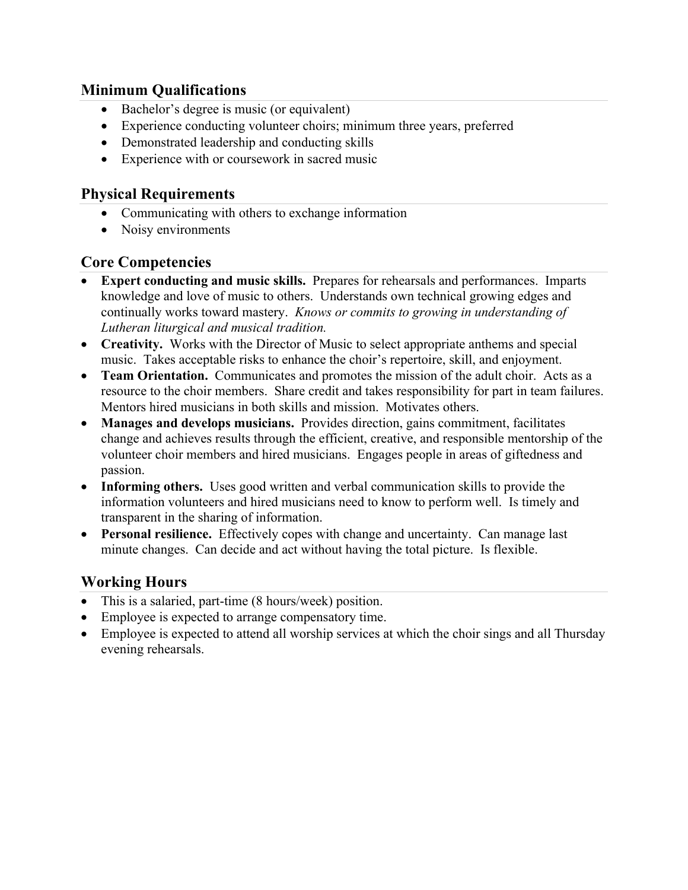## Minimum Qualifications

- Bachelor's degree is music (or equivalent)
- Experience conducting volunteer choirs; minimum three years, preferred
- Demonstrated leadership and conducting skills
- Experience with or coursework in sacred music

## Physical Requirements

- Communicating with others to exchange information
- Noisy environments

## Core Competencies

- **Expert conducting and music skills.** Prepares for rehearsals and performances. Imparts knowledge and love of music to others. Understands own technical growing edges and continually works toward mastery. *Knows or commits to growing in understanding of Lutheran liturgical and musical tradition.*
- **Creativity.** Works with the Director of Music to select appropriate anthems and special music. Takes acceptable risks to enhance the choir's repertoire, skill, and enjoyment.
- **Team Orientation.** Communicates and promotes the mission of the adult choir. Acts as a resource to the choir members. Share credit and takes responsibility for part in team failures. Mentors hired musicians in both skills and mission. Motivates others.
- **Manages and develops musicians.** Provides direction, gains commitment, facilitates change and achieves results through the efficient, creative, and responsible mentorship of the volunteer choir members and hired musicians. Engages people in areas of giftedness and passion.
- **Informing others.** Uses good written and verbal communication skills to provide the information volunteers and hired musicians need to know to perform well. Is timely and transparent in the sharing of information.
- **Personal resilience.** Effectively copes with change and uncertainty. Can manage last minute changes. Can decide and act without having the total picture. Is flexible.

## Working Hours

- This is a salaried, part-time (8 hours/week) position.
- Employee is expected to arrange compensatory time.
- Employee is expected to attend all worship services at which the choir sings and all Thursday evening rehearsals.